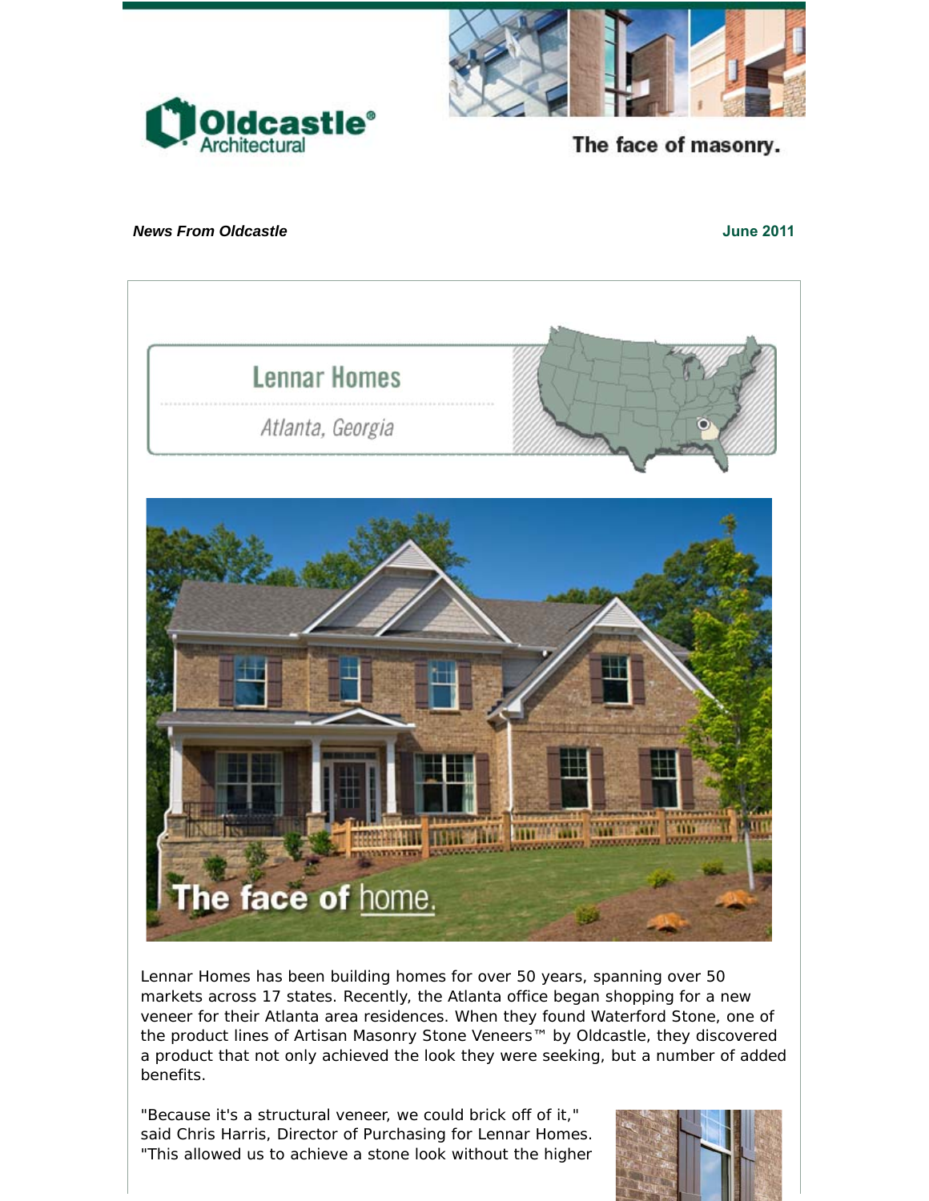Oldcastle® Architectural

The face of masonry.

***News From Oldcastle*** **June 2011**

## Lennar Homes

*Atlanta, Georgia*

The face of home.

Lennar Homes has been building homes for over 50 years, spanning over 50 markets across 17 states. Recently, the Atlanta office began shopping for a new veneer for their Atlanta area residences. When they found Waterford Stone, one of the product lines of Artisan Masonry Stone Veneers™ by Oldcastle, they discovered a product that not only achieved the look they were seeking, but a number of added benefits.

"Because it's a structural veneer, we could brick off of it," said Chris Harris, Director of Purchasing for Lennar Homes. "This allowed us to achieve a stone look without the higher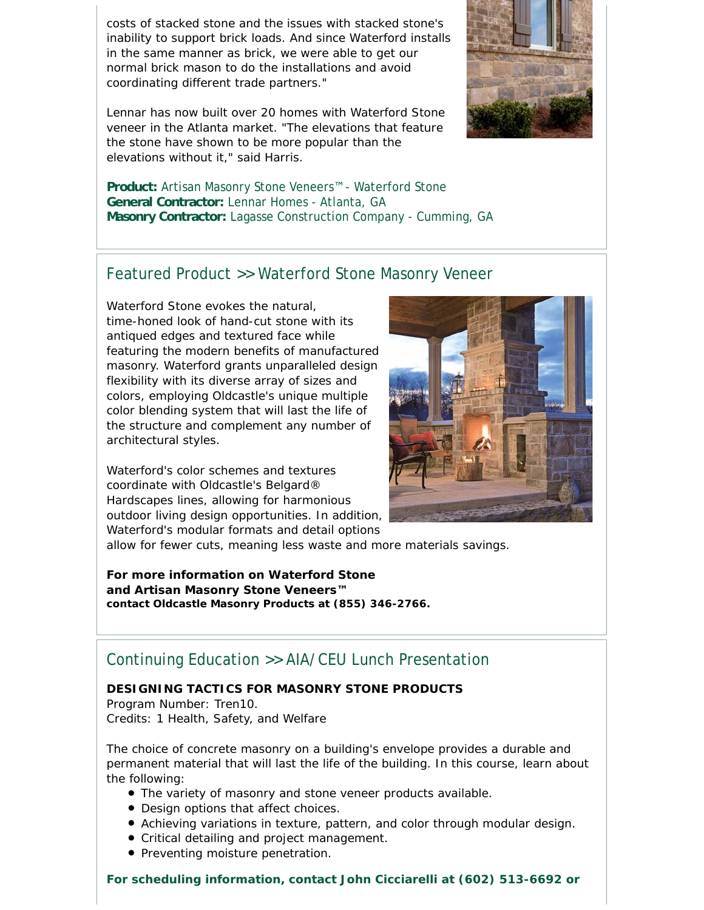costs of stacked stone and the issues with stacked stone's inability to support brick loads. And since Waterford installs in the same manner as brick, we were able to get our normal brick mason to do the installations and avoid coordinating different trade partners."

Lennar has now built over 20 homes with Waterford Stone veneer in the Atlanta market. "The elevations that feature the stone have shown to be more popular than the elevations without it," said Harris.

**Product:** Artisan Masonry Stone Veneers™ - Waterford Stone
**General Contractor:** Lennar Homes - Atlanta, GA
**Masonry Contractor:** Lagasse Construction Company - Cumming, GA

## Featured Product >> Waterford Stone Masonry Veneer

Waterford Stone evokes the natural, time-honed look of hand-cut stone with its antiqued edges and textured face while featuring the modern benefits of manufactured masonry. Waterford grants unparalleled design flexibility with its diverse array of sizes and colors, employing Oldcastle's unique multiple color blending system that will last the life of the structure and complement any number of architectural styles.

Waterford's color schemes and textures coordinate with Oldcastle's Belgard® Hardscapes lines, allowing for harmonious outdoor living design opportunities. In addition, Waterford's modular formats and detail options allow for fewer cuts, meaning less waste and more materials savings.

**For more information on Waterford Stone and Artisan Masonry Stone Veneers™**
**contact Oldcastle Masonry Products at (855) 346-2766.**

## Continuing Education >> AIA/CEU Lunch Presentation

**DESIGNING TACTICS FOR MASONRY STONE PRODUCTS**
Program Number: Tren10.
Credits: 1 Health, Safety, and Welfare

The choice of concrete masonry on a building's envelope provides a durable and permanent material that will last the life of the building. In this course, learn about the following:

- The variety of masonry and stone veneer products available.
- Design options that affect choices.
- Achieving variations in texture, pattern, and color through modular design.
- Critical detailing and project management.
- Preventing moisture penetration.

**For scheduling information, contact John Cicciarelli at (602) 513-6692 or**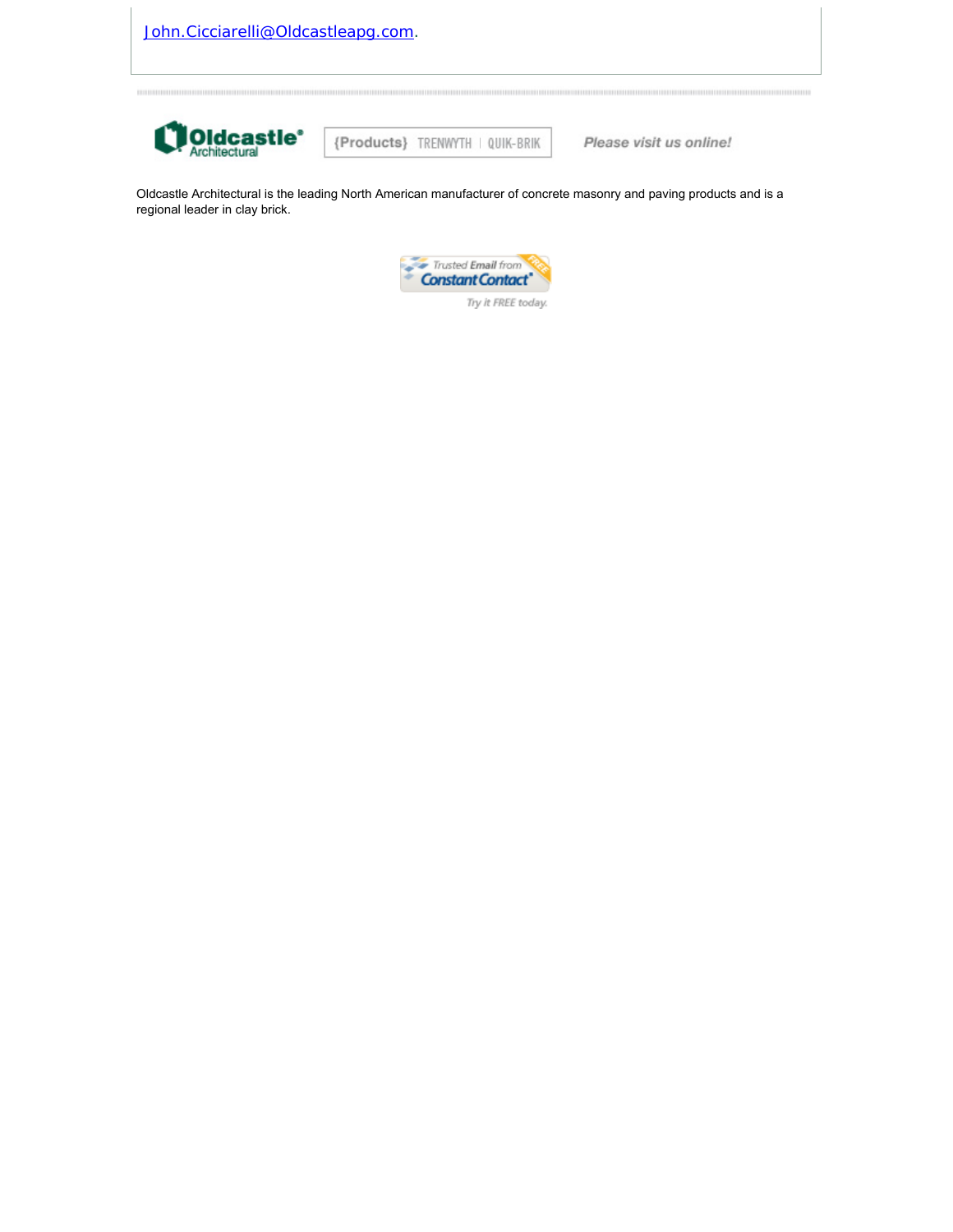John.Cicciarelli@Oldcastleapg.com.

Oldcastle Architectural

{Products} TRENWYTH | QUIK-BRIK

*Please visit us online!*

Oldcastle Architectural is the leading North American manufacturer of concrete masonry and paving products and is a regional leader in clay brick.

Trusted Email from Constant Contact

Try it FREE today.